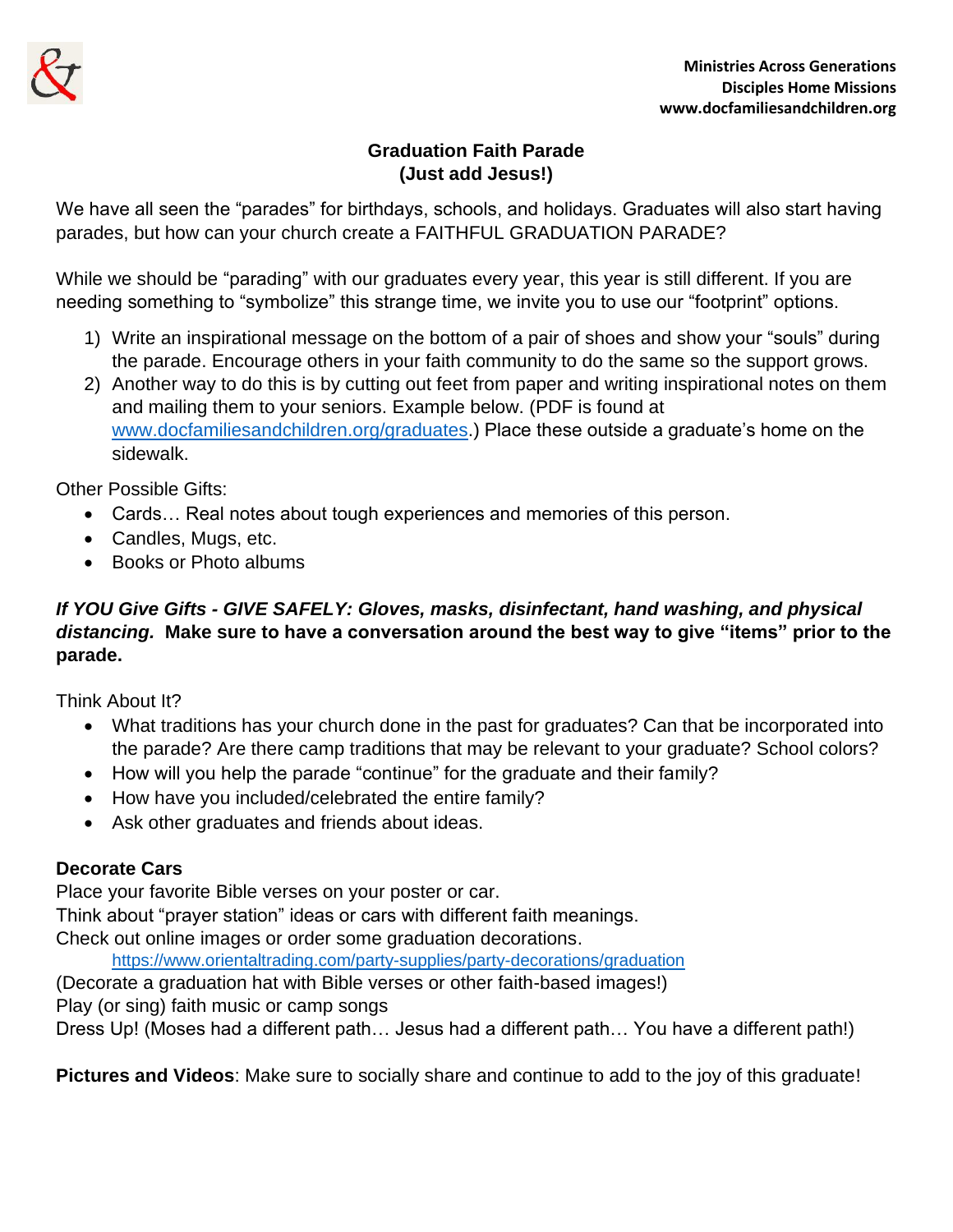**Ministries Across Generations**
**Disciples Home Missions**
**www.docfamiliesandchildren.org**

## Graduation Faith Parade
## (Just add Jesus!)

We have all seen the "parades" for birthdays, schools, and holidays. Graduates will also start having parades, but how can your church create a FAITHFUL GRADUATION PARADE?

While we should be "parading" with our graduates every year, this year is still different. If you are needing something to "symbolize" this strange time, we invite you to use our "footprint" options.

1) Write an inspirational message on the bottom of a pair of shoes and show your "souls" during the parade. Encourage others in your faith community to do the same so the support grows.
2) Another way to do this is by cutting out feet from paper and writing inspirational notes on them and mailing them to your seniors. Example below. (PDF is found at [www.docfamiliesandchildren.org/graduates](www.docfamiliesandchildren.org/graduates).) Place these outside a graduate's home on the sidewalk.

Other Possible Gifts:

- Cards… Real notes about tough experiences and memories of this person.
- Candles, Mugs, etc.
- Books or Photo albums

***If YOU Give Gifts - GIVE SAFELY: Gloves, masks, disinfectant, hand washing, and physical distancing.*** **Make sure to have a conversation around the best way to give "items" prior to the parade.**

Think About It?

- What traditions has your church done in the past for graduates? Can that be incorporated into the parade? Are there camp traditions that may be relevant to your graduate? School colors?
- How will you help the parade "continue" for the graduate and their family?
- How have you included/celebrated the entire family?
- Ask other graduates and friends about ideas.

**Decorate Cars**

Place your favorite Bible verses on your poster or car.
Think about "prayer station" ideas or cars with different faith meanings.
Check out online images or order some graduation decorations.
[https://www.orientaltrading.com/party-supplies/party-decorations/graduation](https://www.orientaltrading.com/party-supplies/party-decorations/graduation)
(Decorate a graduation hat with Bible verses or other faith-based images!)
Play (or sing) faith music or camp songs
Dress Up! (Moses had a different path… Jesus had a different path… You have a different path!)

**Pictures and Videos**: Make sure to socially share and continue to add to the joy of this graduate!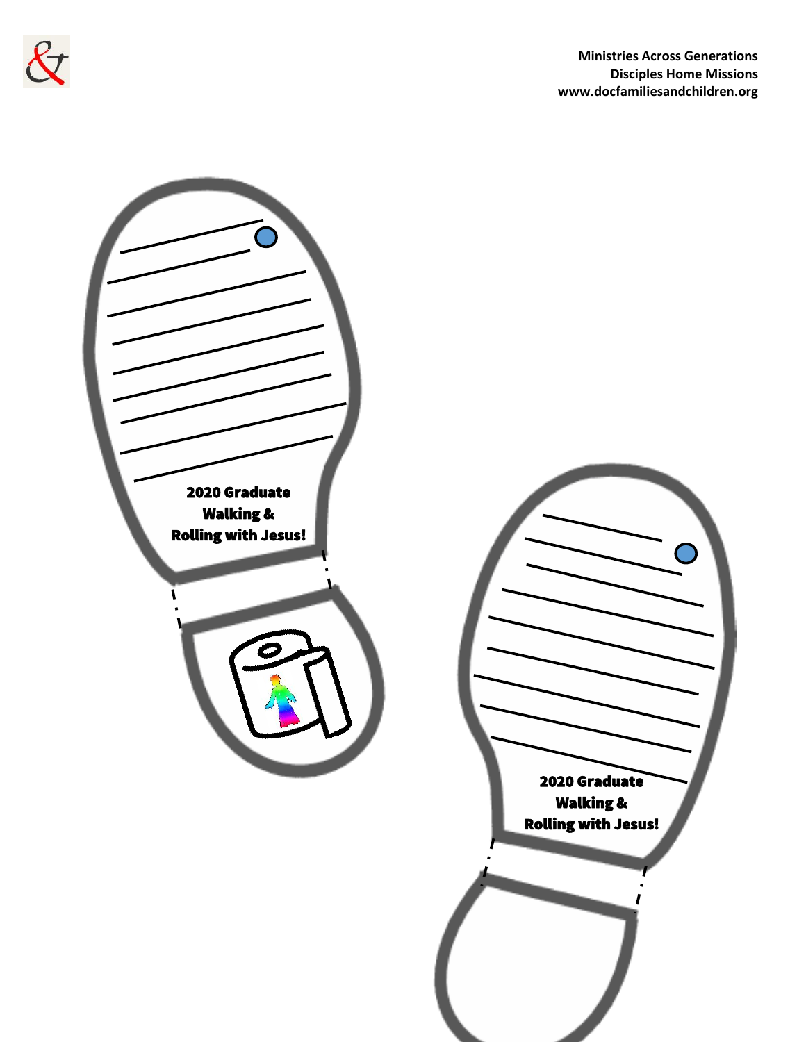Ministries Across Generations
Disciples Home Missions
www.docfamiliesandchildren.org

2020 Graduate
Walking &
Rolling with Jesus!

2020 Graduate
Walking &
Rolling with Jesus!